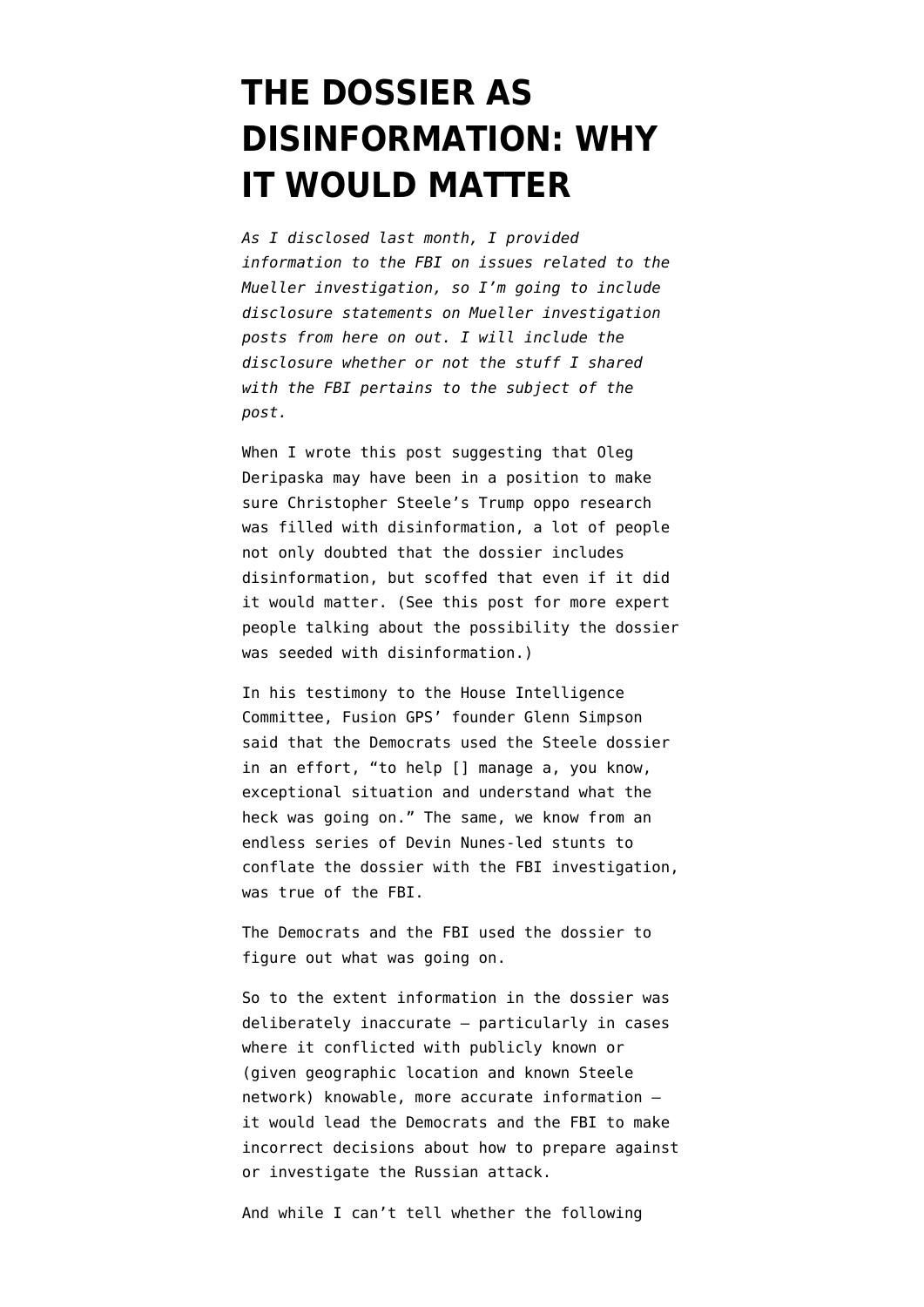# THE DOSSIER AS DISINFORMATION: WHY IT WOULD MATTER

*As I disclosed last month, I provided information to the FBI on issues related to the Mueller investigation, so I'm going to include disclosure statements on Mueller investigation posts from here on out. I will include the disclosure whether or not the stuff I shared with the FBI pertains to the subject of the post.*

When I wrote this post suggesting that Oleg Deripaska may have been in a position to make sure Christopher Steele's Trump oppo research was filled with disinformation, a lot of people not only doubted that the dossier includes disinformation, but scoffed that even if it did it would matter. (See this post for more expert people talking about the possibility the dossier was seeded with disinformation.)

In his testimony to the House Intelligence Committee, Fusion GPS' founder Glenn Simpson said that the Democrats used the Steele dossier in an effort, "to help [] manage a, you know, exceptional situation and understand what the heck was going on." The same, we know from an endless series of Devin Nunes-led stunts to conflate the dossier with the FBI investigation, was true of the FBI.

The Democrats and the FBI used the dossier to figure out what was going on.

So to the extent information in the dossier was deliberately inaccurate — particularly in cases where it conflicted with publicly known or (given geographic location and known Steele network) knowable, more accurate information — it would lead the Democrats and the FBI to make incorrect decisions about how to prepare against or investigate the Russian attack.

And while I can't tell whether the following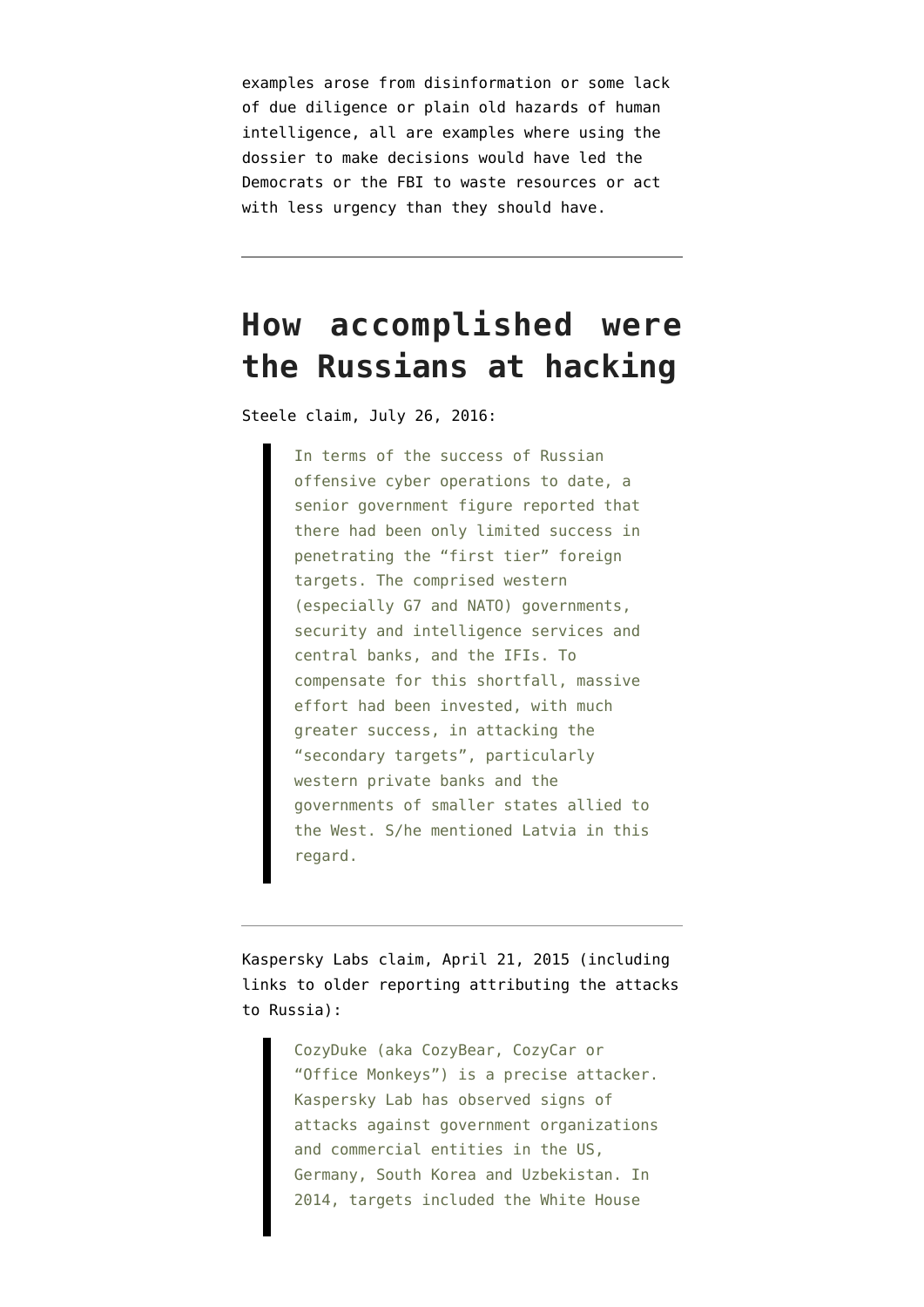examples arose from disinformation or some lack of due diligence or plain old hazards of human intelligence, all are examples where using the dossier to make decisions would have led the Democrats or the FBI to waste resources or act with less urgency than they should have.

---

## How accomplished were the Russians at hacking

Steele claim, July 26, 2016:

> In terms of the success of Russian offensive cyber operations to date, a senior government figure reported that there had been only limited success in penetrating the "first tier" foreign targets. The comprised western (especially G7 and NATO) governments, security and intelligence services and central banks, and the IFIs. To compensate for this shortfall, massive effort had been invested, with much greater success, in attacking the "secondary targets", particularly western private banks and the governments of smaller states allied to the West. S/he mentioned Latvia in this regard.

---

Kaspersky Labs claim, April 21, 2015 (including links to older reporting attributing the attacks to Russia):

> CozyDuke (aka CozyBear, CozyCar or "Office Monkeys") is a precise attacker. Kaspersky Lab has observed signs of attacks against government organizations and commercial entities in the US, Germany, South Korea and Uzbekistan. In 2014, targets included the White House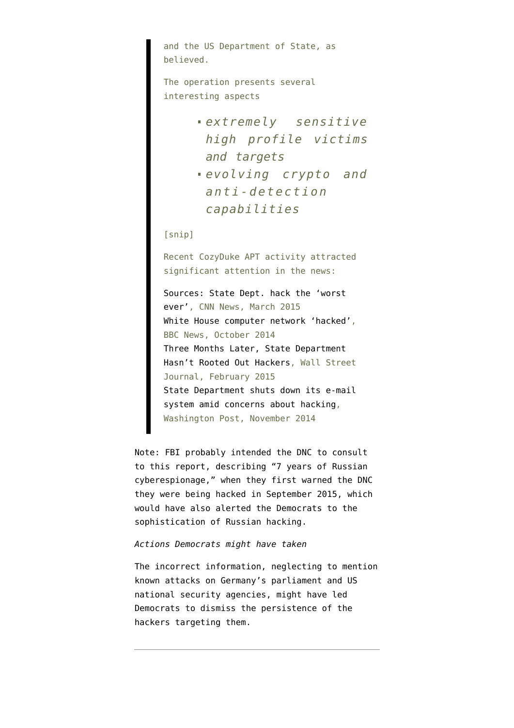> and the US Department of State, as believed.
>
> The operation presents several interesting aspects
>
> - *extremely sensitive high profile victims and targets*
> - *evolving crypto and anti-detection capabilities*
>
> [snip]
>
> Recent CozyDuke APT activity attracted significant attention in the news:
>
> Sources: State Dept. hack the 'worst ever', CNN News, March 2015
> White House computer network 'hacked', BBC News, October 2014
> Three Months Later, State Department Hasn't Rooted Out Hackers, Wall Street Journal, February 2015
> State Department shuts down its e-mail system amid concerns about hacking, Washington Post, November 2014

Note: FBI probably intended the DNC to consult to this report, describing "7 years of Russian cyberespionage," when they first warned the DNC they were being hacked in September 2015, which would have also alerted the Democrats to the sophistication of Russian hacking.

*Actions Democrats might have taken*

The incorrect information, neglecting to mention known attacks on Germany's parliament and US national security agencies, might have led Democrats to dismiss the persistence of the hackers targeting them.

---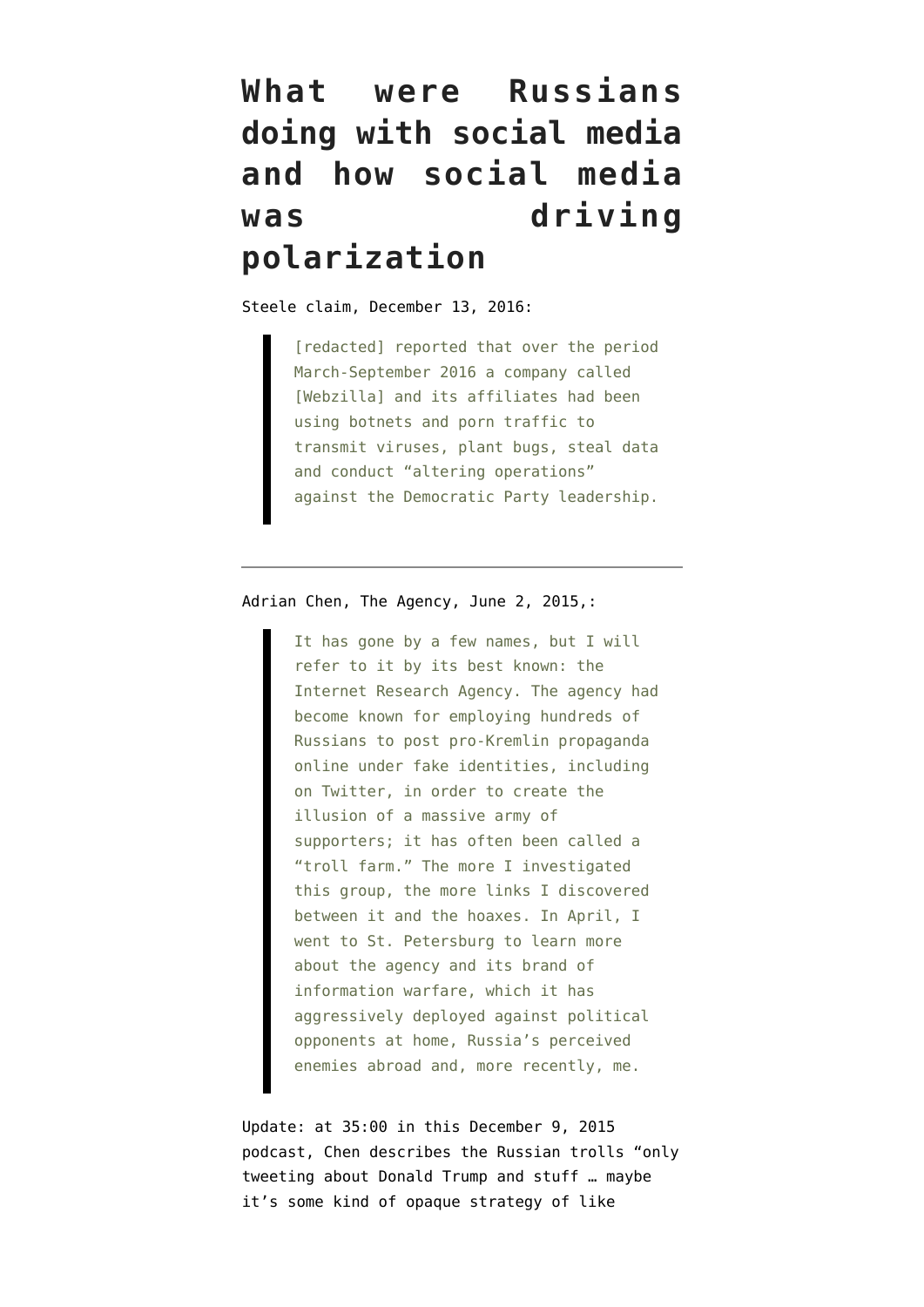# What were Russians doing with social media and how social media was driving polarization

Steele claim, December 13, 2016:

> [redacted] reported that over the period March-September 2016 a company called [Webzilla] and its affiliates had been using botnets and porn traffic to transmit viruses, plant bugs, steal data and conduct "altering operations" against the Democratic Party leadership.

---

Adrian Chen, The Agency, June 2, 2015,:

> It has gone by a few names, but I will refer to it by its best known: the Internet Research Agency. The agency had become known for employing hundreds of Russians to post pro-Kremlin propaganda online under fake identities, including on Twitter, in order to create the illusion of a massive army of supporters; it has often been called a "troll farm." The more I investigated this group, the more links I discovered between it and the hoaxes. In April, I went to St. Petersburg to learn more about the agency and its brand of information warfare, which it has aggressively deployed against political opponents at home, Russia's perceived enemies abroad and, more recently, me.

Update: at 35:00 in this December 9, 2015 podcast, Chen describes the Russian trolls "only tweeting about Donald Trump and stuff … maybe it's some kind of opaque strategy of like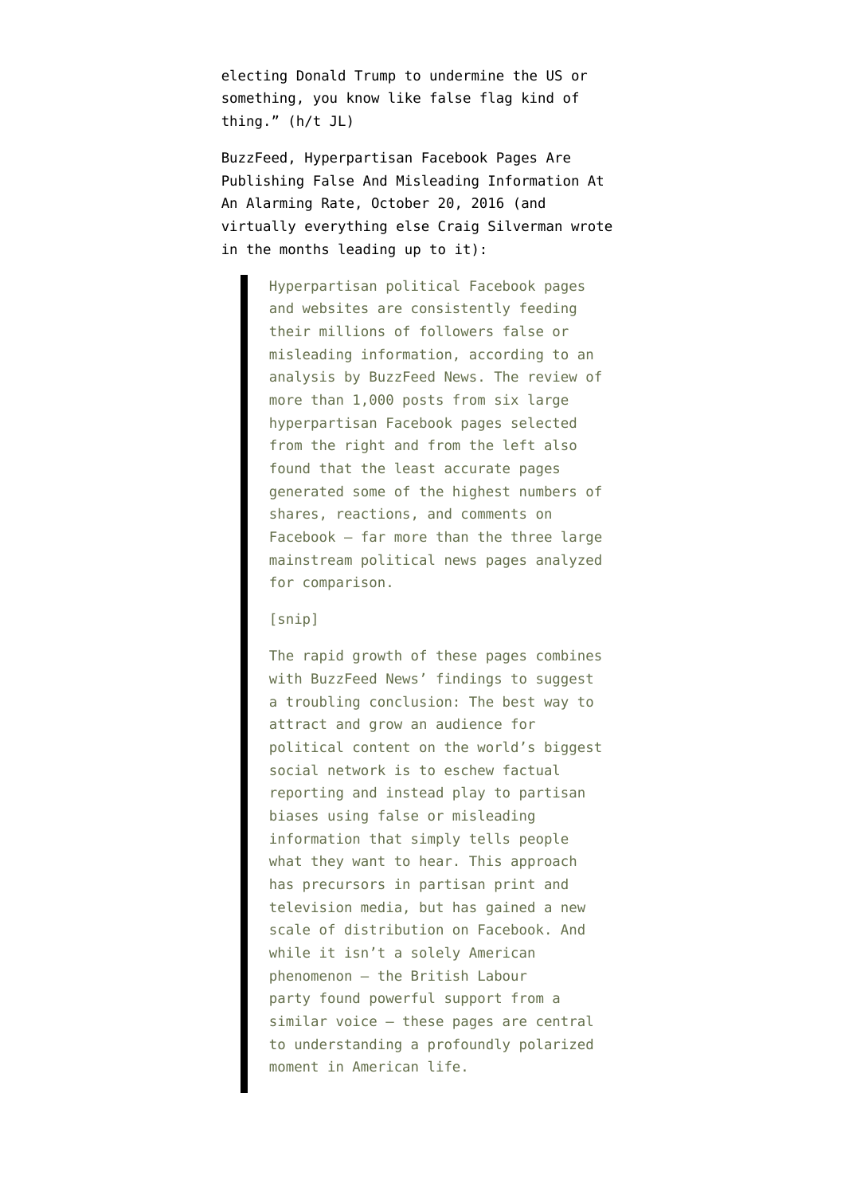electing Donald Trump to undermine the US or something, you know like false flag kind of thing." (h/t JL)

BuzzFeed, Hyperpartisan Facebook Pages Are Publishing False And Misleading Information At An Alarming Rate, October 20, 2016 (and virtually everything else Craig Silverman wrote in the months leading up to it):

> Hyperpartisan political Facebook pages and websites are consistently feeding their millions of followers false or misleading information, according to an analysis by BuzzFeed News. The review of more than 1,000 posts from six large hyperpartisan Facebook pages selected from the right and from the left also found that the least accurate pages generated some of the highest numbers of shares, reactions, and comments on Facebook — far more than the three large mainstream political news pages analyzed for comparison.
>
> [snip]
>
> The rapid growth of these pages combines with BuzzFeed News' findings to suggest a troubling conclusion: The best way to attract and grow an audience for political content on the world's biggest social network is to eschew factual reporting and instead play to partisan biases using false or misleading information that simply tells people what they want to hear. This approach has precursors in partisan print and television media, but has gained a new scale of distribution on Facebook. And while it isn't a solely American phenomenon — the British Labour party found powerful support from a similar voice — these pages are central to understanding a profoundly polarized moment in American life.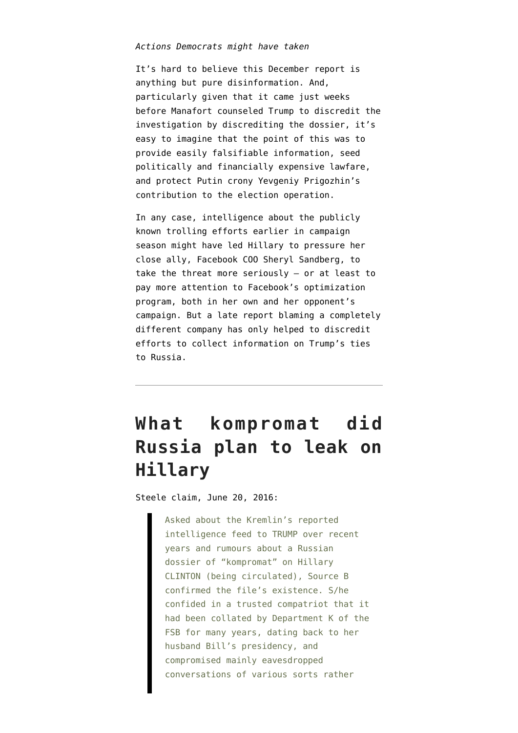*Actions Democrats might have taken*

It's hard to believe this December report is anything but pure disinformation. And, particularly given that it came just weeks before Manafort counseled Trump to discredit the investigation by discrediting the dossier, it's easy to imagine that the point of this was to provide easily falsifiable information, seed politically and financially expensive lawfare, and protect Putin crony Yevgeniy Prigozhin's contribution to the election operation.

In any case, intelligence about the publicly known trolling efforts earlier in campaign season might have led Hillary to pressure her close ally, Facebook COO Sheryl Sandberg, to take the threat more seriously — or at least to pay more attention to Facebook's optimization program, both in her own and her opponent's campaign. But a late report blaming a completely different company has only helped to discredit efforts to collect information on Trump's ties to Russia.

---

## What kompromat did Russia plan to leak on Hillary

Steele claim, June 20, 2016:

> Asked about the Kremlin's reported intelligence feed to TRUMP over recent years and rumours about a Russian dossier of "kompromat" on Hillary CLINTON (being circulated), Source B confirmed the file's existence. S/he confided in a trusted compatriot that it had been collated by Department K of the FSB for many years, dating back to her husband Bill's presidency, and compromised mainly eavesdropped conversations of various sorts rather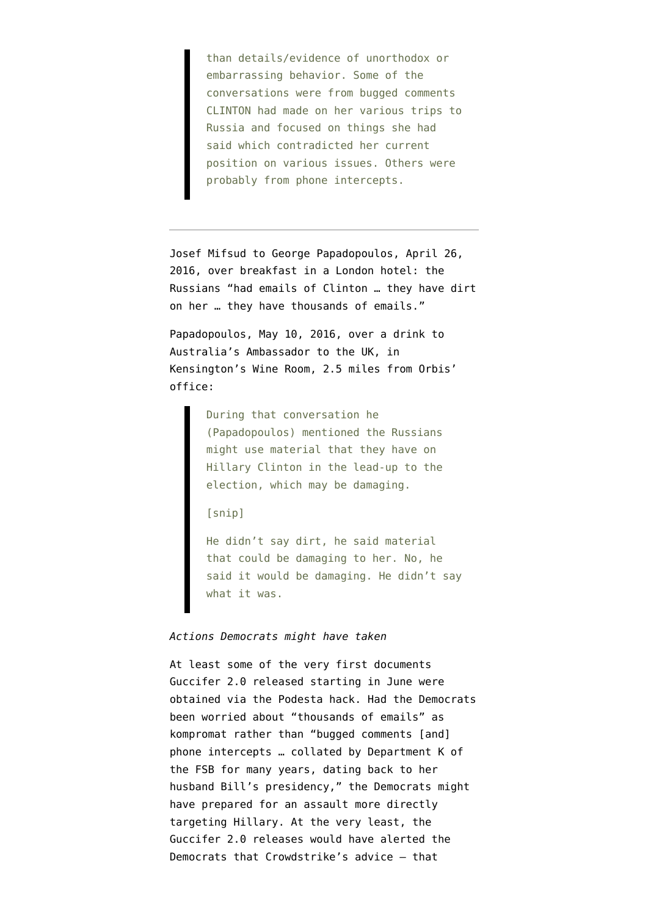> than details/evidence of unorthodox or embarrassing behavior. Some of the conversations were from bugged comments CLINTON had made on her various trips to Russia and focused on things she had said which contradicted her current position on various issues. Others were probably from phone intercepts.

---

Josef Mifsud to George Papadopoulos, April 26, 2016, over breakfast in a London hotel: the Russians "had emails of Clinton … they have dirt on her … they have thousands of emails."

Papadopoulos, May 10, 2016, over a drink to Australia's Ambassador to the UK, in Kensington's Wine Room, 2.5 miles from Orbis' office:

> During that conversation he (Papadopoulos) mentioned the Russians might use material that they have on Hillary Clinton in the lead-up to the election, which may be damaging.
>
> [snip]
>
> He didn't say dirt, he said material that could be damaging to her. No, he said it would be damaging. He didn't say what it was.

*Actions Democrats might have taken*

At least some of the very first documents Guccifer 2.0 released starting in June were obtained via the Podesta hack. Had the Democrats been worried about "thousands of emails" as kompromat rather than "bugged comments [and] phone intercepts … collated by Department K of the FSB for many years, dating back to her husband Bill's presidency," the Democrats might have prepared for an assault more directly targeting Hillary. At the very least, the Guccifer 2.0 releases would have alerted the Democrats that Crowdstrike's advice — that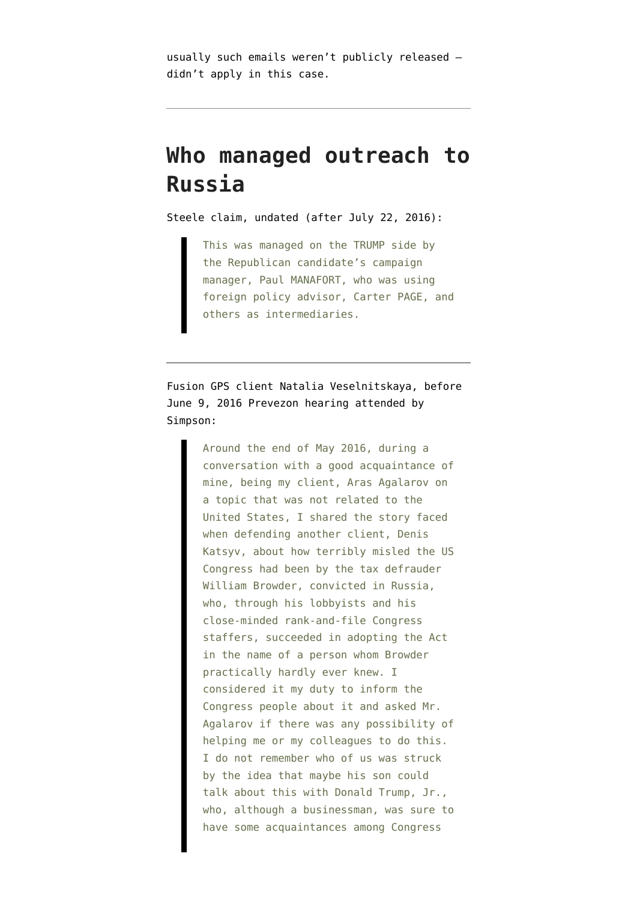usually such emails weren't publicly released — didn't apply in this case.

---

## Who managed outreach to Russia

Steele claim, undated (after July 22, 2016):

> This was managed on the TRUMP side by the Republican candidate's campaign manager, Paul MANAFORT, who was using foreign policy advisor, Carter PAGE, and others as intermediaries.

---

Fusion GPS client Natalia Veselnitskaya, before June 9, 2016 Prevezon hearing attended by Simpson:

> Around the end of May 2016, during a conversation with a good acquaintance of mine, being my client, Aras Agalarov on a topic that was not related to the United States, I shared the story faced when defending another client, Denis Katsyv, about how terribly misled the US Congress had been by the tax defrauder William Browder, convicted in Russia, who, through his lobbyists and his close-minded rank-and-file Congress staffers, succeeded in adopting the Act in the name of a person whom Browder practically hardly ever knew. I considered it my duty to inform the Congress people about it and asked Mr. Agalarov if there was any possibility of helping me or my colleagues to do this. I do not remember who of us was struck by the idea that maybe his son could talk about this with Donald Trump, Jr., who, although a businessman, was sure to have some acquaintances among Congress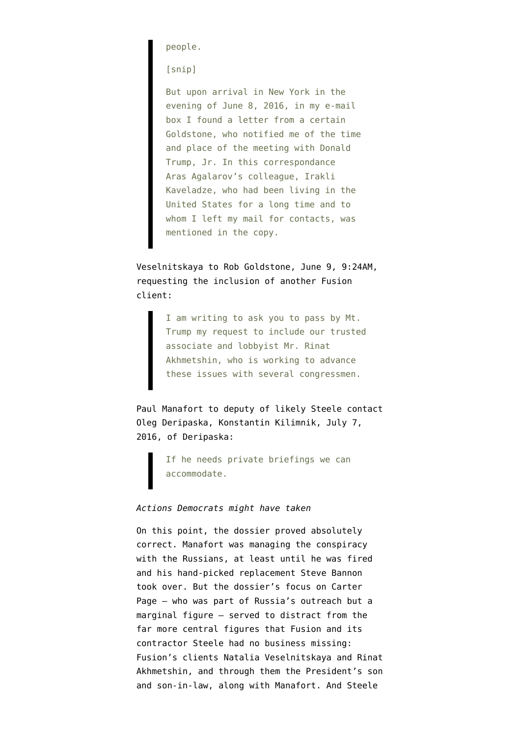> people.
>
> [snip]
>
> But upon arrival in New York in the evening of June 8, 2016, in my e-mail box I found a letter from a certain Goldstone, who notified me of the time and place of the meeting with Donald Trump, Jr. In this correspondance Aras Agalarov's colleague, Irakli Kaveladze, who had been living in the United States for a long time and to whom I left my mail for contacts, was mentioned in the copy.

Veselnitskaya to Rob Goldstone, June 9, 9:24AM, requesting the inclusion of another Fusion client:

> I am writing to ask you to pass by Mt. Trump my request to include our trusted associate and lobbyist Mr. Rinat Akhmetshin, who is working to advance these issues with several congressmen.

Paul Manafort to deputy of likely Steele contact Oleg Deripaska, Konstantin Kilimnik, July 7, 2016, of Deripaska:

> If he needs private briefings we can accommodate.

*Actions Democrats might have taken*

On this point, the dossier proved absolutely correct. Manafort was managing the conspiracy with the Russians, at least until he was fired and his hand-picked replacement Steve Bannon took over. But the dossier's focus on Carter Page — who was part of Russia's outreach but a marginal figure — served to distract from the far more central figures that Fusion and its contractor Steele had no business missing: Fusion's clients Natalia Veselnitskaya and Rinat Akhmetshin, and through them the President's son and son-in-law, along with Manafort. And Steele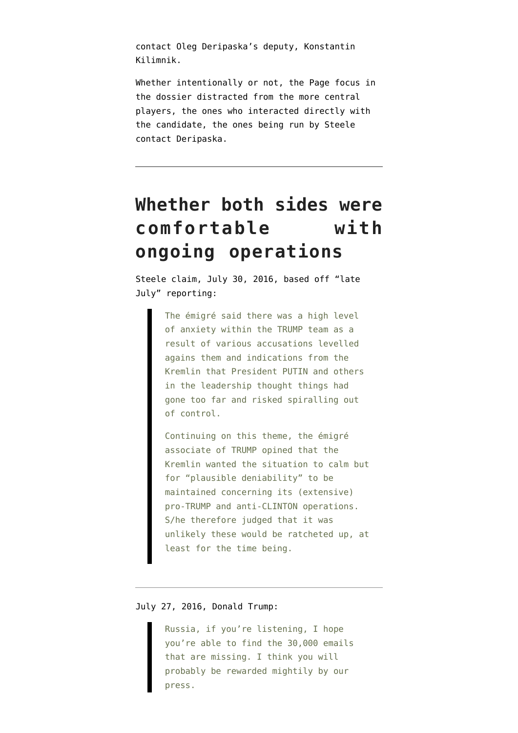contact Oleg Deripaska's deputy, Konstantin Kilimnik.

Whether intentionally or not, the Page focus in the dossier distracted from the more central players, the ones who interacted directly with the candidate, the ones being run by Steele contact Deripaska.

---

## Whether both sides were comfortable with ongoing operations

Steele claim, July 30, 2016, based off "late July" reporting:

> The émigré said there was a high level of anxiety within the TRUMP team as a result of various accusations levelled agains them and indications from the Kremlin that President PUTIN and others in the leadership thought things had gone too far and risked spiralling out of control.
>
> Continuing on this theme, the émigré associate of TRUMP opined that the Kremlin wanted the situation to calm but for "plausible deniability" to be maintained concerning its (extensive) pro-TRUMP and anti-CLINTON operations. S/he therefore judged that it was unlikely these would be ratcheted up, at least for the time being.

---

July 27, 2016, Donald Trump:

> Russia, if you're listening, I hope you're able to find the 30,000 emails that are missing. I think you will probably be rewarded mightily by our press.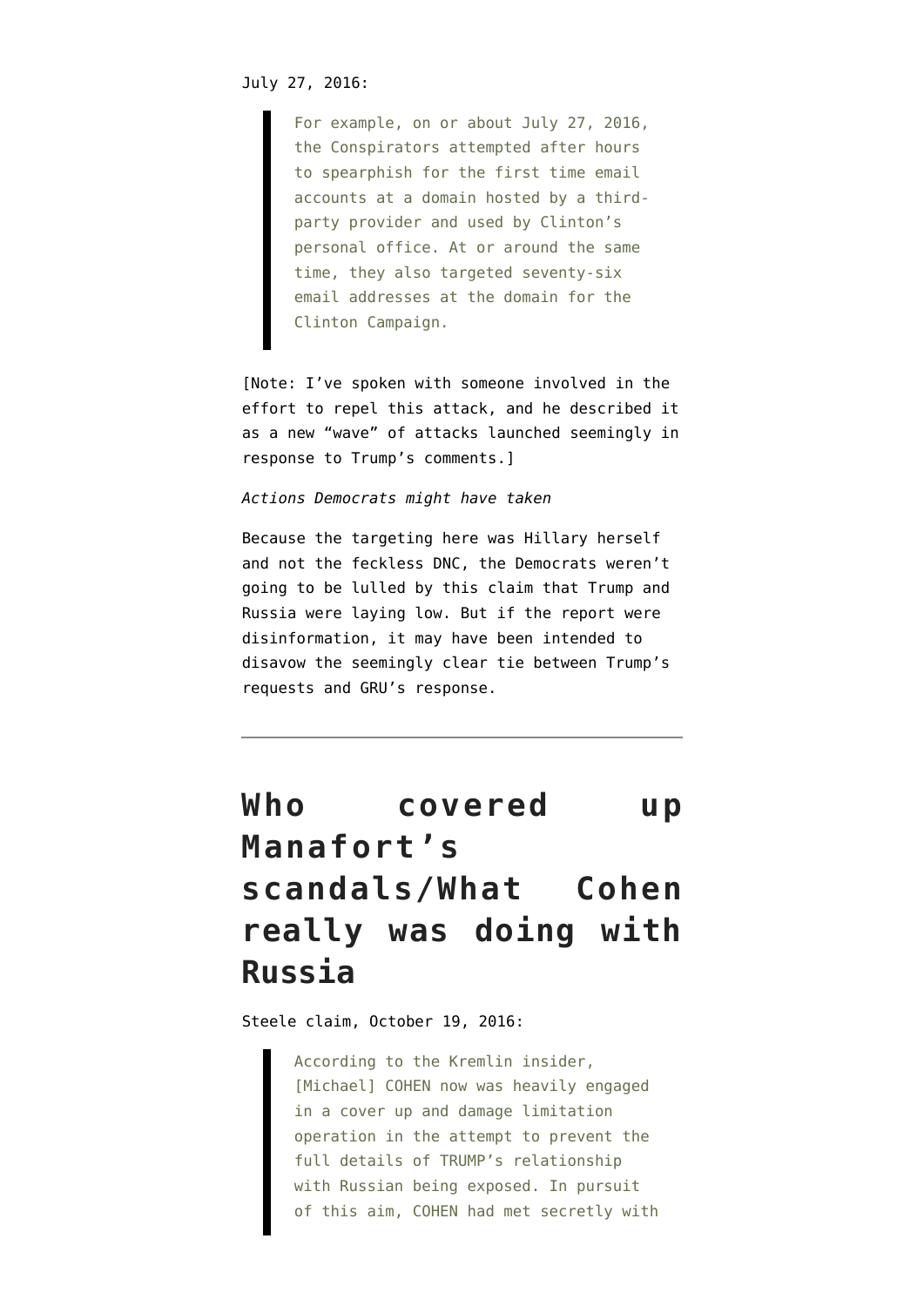July 27, 2016:

> For example, on or about July 27, 2016, the Conspirators attempted after hours to spearphish for the first time email accounts at a domain hosted by a third-party provider and used by Clinton's personal office. At or around the same time, they also targeted seventy-six email addresses at the domain for the Clinton Campaign.

[Note: I've spoken with someone involved in the effort to repel this attack, and he described it as a new "wave" of attacks launched seemingly in response to Trump's comments.]

*Actions Democrats might have taken*

Because the targeting here was Hillary herself and not the feckless DNC, the Democrats weren't going to be lulled by this claim that Trump and Russia were laying low. But if the report were disinformation, it may have been intended to disavow the seemingly clear tie between Trump's requests and GRU's response.

---

## Who covered up Manafort's scandals/What Cohen really was doing with Russia

Steele claim, October 19, 2016:

> According to the Kremlin insider, [Michael] COHEN now was heavily engaged in a cover up and damage limitation operation in the attempt to prevent the full details of TRUMP's relationship with Russian being exposed. In pursuit of this aim, COHEN had met secretly with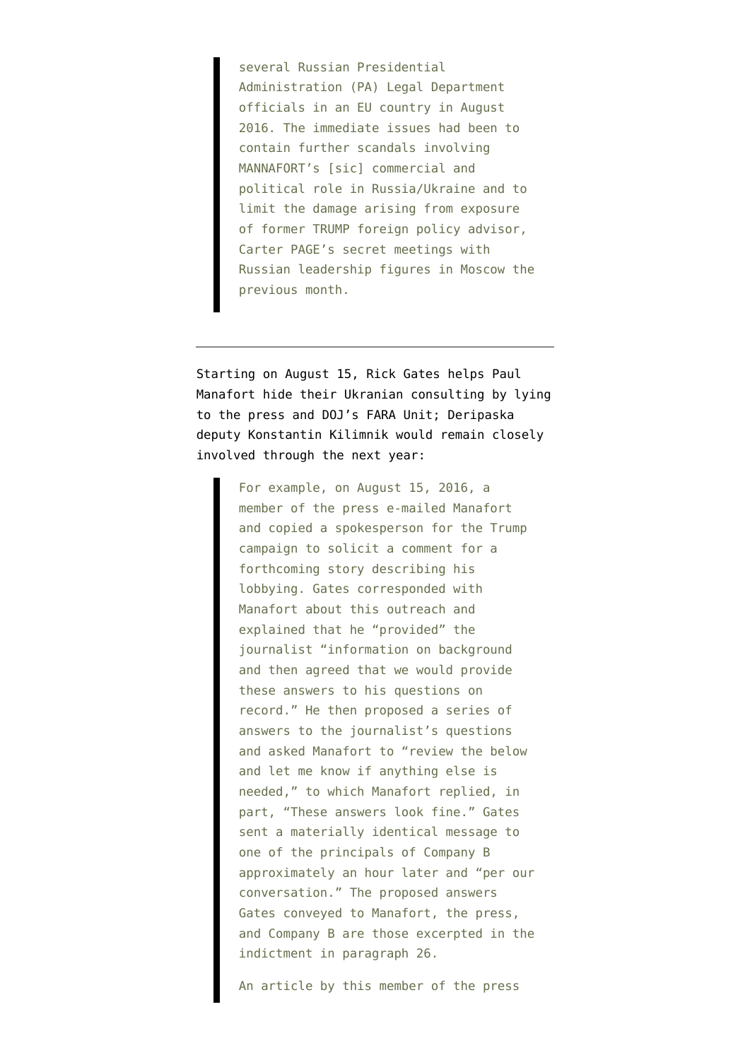> several Russian Presidential Administration (PA) Legal Department officials in an EU country in August 2016. The immediate issues had been to contain further scandals involving MANNAFORT's [sic] commercial and political role in Russia/Ukraine and to limit the damage arising from exposure of former TRUMP foreign policy advisor, Carter PAGE's secret meetings with Russian leadership figures in Moscow the previous month.

---

Starting on August 15, Rick Gates helps Paul Manafort hide their Ukranian consulting by lying to the press and DOJ's FARA Unit; Deripaska deputy Konstantin Kilimnik would remain closely involved through the next year:

> For example, on August 15, 2016, a member of the press e-mailed Manafort and copied a spokesperson for the Trump campaign to solicit a comment for a forthcoming story describing his lobbying. Gates corresponded with Manafort about this outreach and explained that he "provided" the journalist "information on background and then agreed that we would provide these answers to his questions on record." He then proposed a series of answers to the journalist's questions and asked Manafort to "review the below and let me know if anything else is needed," to which Manafort replied, in part, "These answers look fine." Gates sent a materially identical message to one of the principals of Company B approximately an hour later and "per our conversation." The proposed answers Gates conveyed to Manafort, the press, and Company B are those excerpted in the indictment in paragraph 26.
>
> An article by this member of the press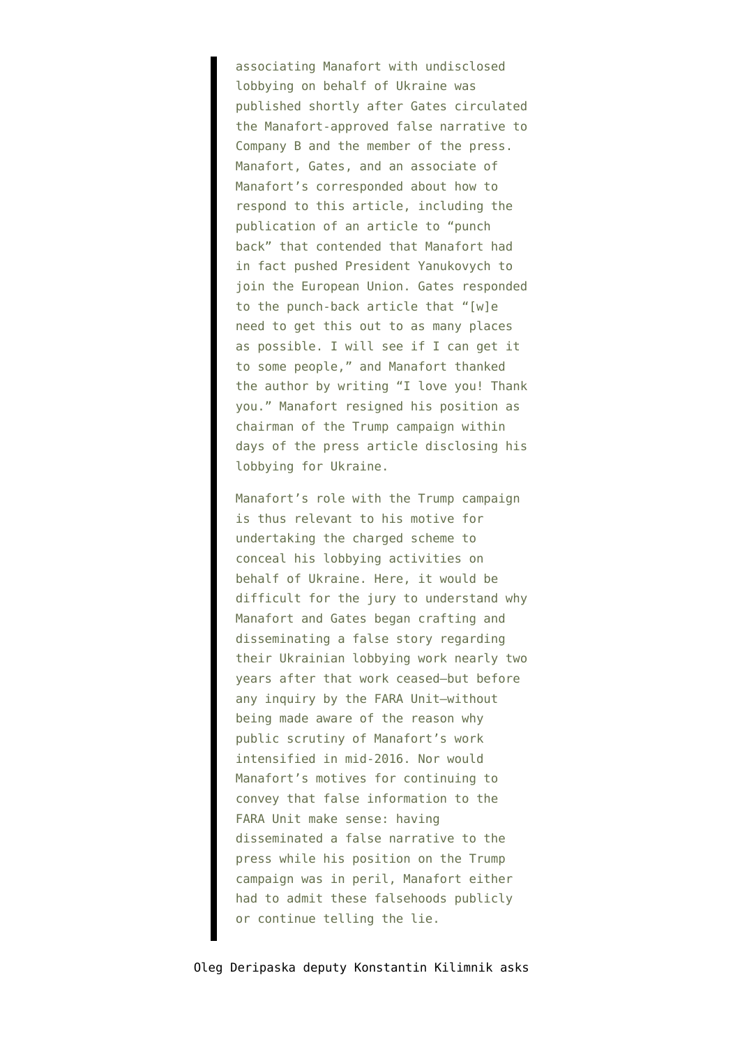> associating Manafort with undisclosed lobbying on behalf of Ukraine was published shortly after Gates circulated the Manafort-approved false narrative to Company B and the member of the press. Manafort, Gates, and an associate of Manafort's corresponded about how to respond to this article, including the publication of an article to "punch back" that contended that Manafort had in fact pushed President Yanukovych to join the European Union. Gates responded to the punch-back article that "[w]e need to get this out to as many places as possible. I will see if I can get it to some people," and Manafort thanked the author by writing "I love you! Thank you." Manafort resigned his position as chairman of the Trump campaign within days of the press article disclosing his lobbying for Ukraine.
>
> Manafort's role with the Trump campaign is thus relevant to his motive for undertaking the charged scheme to conceal his lobbying activities on behalf of Ukraine. Here, it would be difficult for the jury to understand why Manafort and Gates began crafting and disseminating a false story regarding their Ukrainian lobbying work nearly two years after that work ceased—but before any inquiry by the FARA Unit—without being made aware of the reason why public scrutiny of Manafort's work intensified in mid-2016. Nor would Manafort's motives for continuing to convey that false information to the FARA Unit make sense: having disseminated a false narrative to the press while his position on the Trump campaign was in peril, Manafort either had to admit these falsehoods publicly or continue telling the lie.

Oleg Deripaska deputy Konstantin Kilimnik asks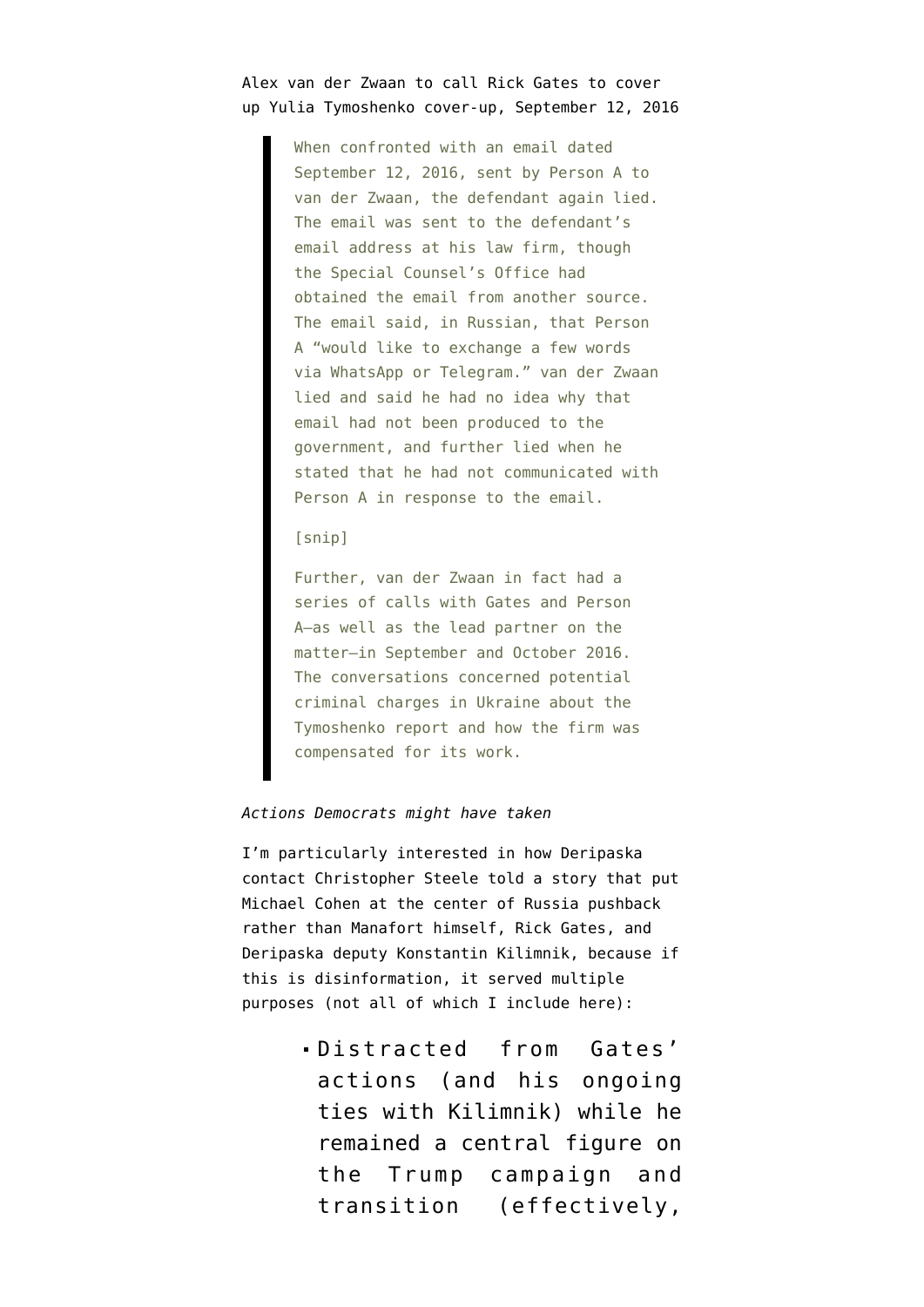Alex van der Zwaan to call Rick Gates to cover up Yulia Tymoshenko cover-up, September 12, 2016

> When confronted with an email dated September 12, 2016, sent by Person A to van der Zwaan, the defendant again lied. The email was sent to the defendant's email address at his law firm, though the Special Counsel's Office had obtained the email from another source. The email said, in Russian, that Person A "would like to exchange a few words via WhatsApp or Telegram." van der Zwaan lied and said he had no idea why that email had not been produced to the government, and further lied when he stated that he had not communicated with Person A in response to the email.
>
> [snip]
>
> Further, van der Zwaan in fact had a series of calls with Gates and Person A—as well as the lead partner on the matter—in September and October 2016. The conversations concerned potential criminal charges in Ukraine about the Tymoshenko report and how the firm was compensated for its work.

*Actions Democrats might have taken*

I'm particularly interested in how Deripaska contact Christopher Steele told a story that put Michael Cohen at the center of Russia pushback rather than Manafort himself, Rick Gates, and Deripaska deputy Konstantin Kilimnik, because if this is disinformation, it served multiple purposes (not all of which I include here):

- Distracted from Gates' actions (and his ongoing ties with Kilimnik) while he remained a central figure on the Trump campaign and transition (effectively,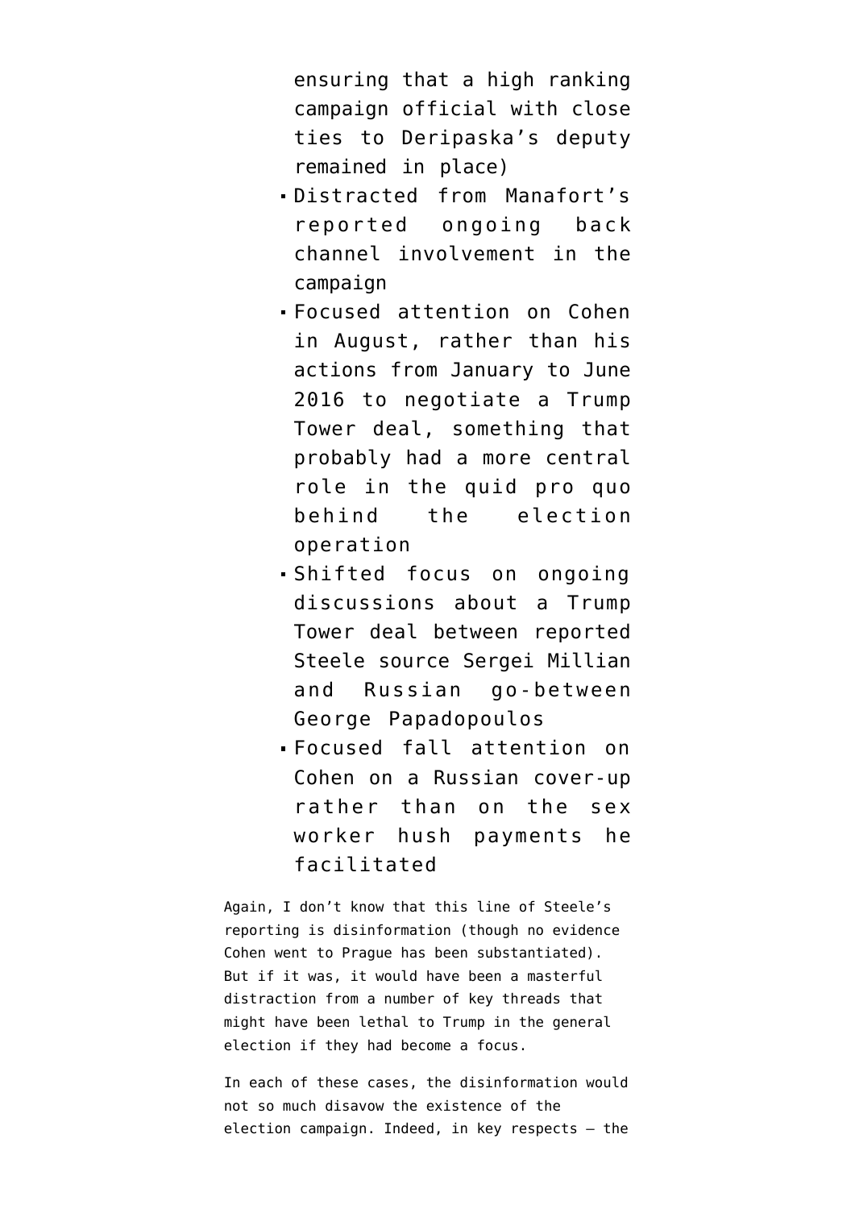ensuring that a high ranking campaign official with close ties to Deripaska's deputy remained in place)

- Distracted from Manafort's reported ongoing back channel involvement in the campaign
- Focused attention on Cohen in August, rather than his actions from January to June 2016 to negotiate a Trump Tower deal, something that probably had a more central role in the quid pro quo behind the election operation
- Shifted focus on ongoing discussions about a Trump Tower deal between reported Steele source Sergei Millian and Russian go-between George Papadopoulos
- Focused fall attention on Cohen on a Russian cover-up rather than on the sex worker hush payments he facilitated

Again, I don't know that this line of Steele's reporting is disinformation (though no evidence Cohen went to Prague has been substantiated). But if it was, it would have been a masterful distraction from a number of key threads that might have been lethal to Trump in the general election if they had become a focus.

In each of these cases, the disinformation would not so much disavow the existence of the election campaign. Indeed, in key respects — the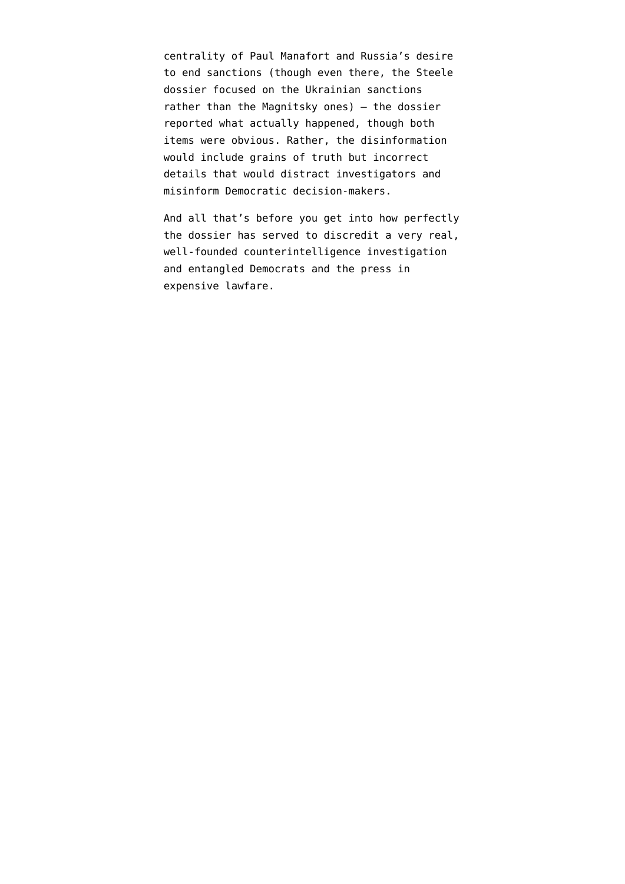centrality of Paul Manafort and Russia's desire to end sanctions (though even there, the Steele dossier focused on the Ukrainian sanctions rather than the Magnitsky ones) — the dossier reported what actually happened, though both items were obvious. Rather, the disinformation would include grains of truth but incorrect details that would distract investigators and misinform Democratic decision-makers.

And all that's before you get into how perfectly the dossier has served to discredit a very real, well-founded counterintelligence investigation and entangled Democrats and the press in expensive lawfare.